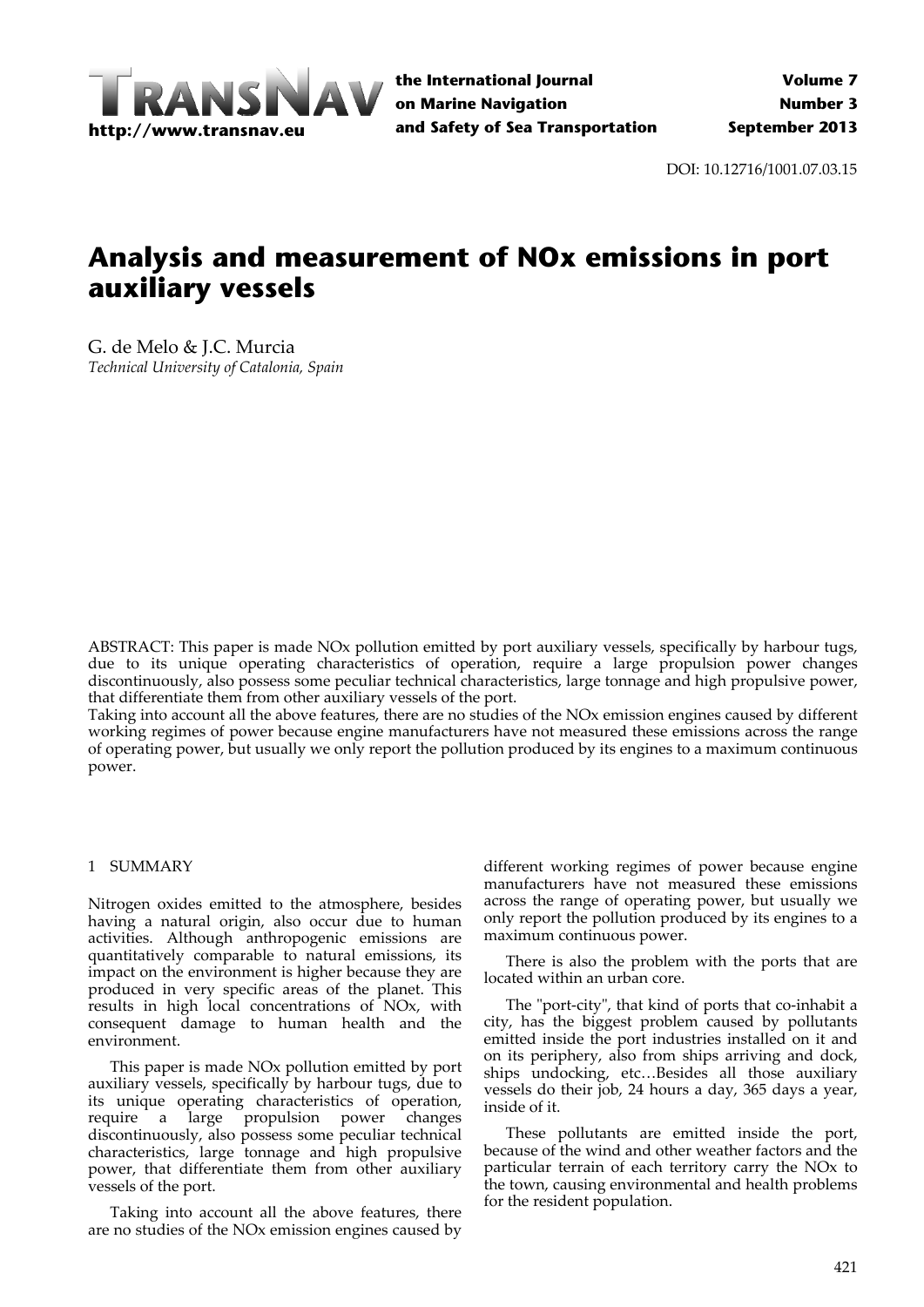DOI: 10.12716/1001.07.03.15

# Analysis and measurement of NOx emissions in port auxiliary vessels

G. de Melo & J.C. Murcia

*Technical University of Catalonia, Spain*

ABSTRACT: This paper is made NOx pollution emitted by port auxiliary vessels, specifically by harbour tugs, due to its unique operating characteristics of operation, require a large propulsion power changes discontinuously, also possess some peculiar technical characteristics, large tonnage and high propulsive power, that differentiate them from other auxiliary vessels of the port.

Taking into account all the above features, there are no studies of the NOx emission engines caused by different working regimes of power because engine manufacturers have not measured these emissions across the range of operating power, but usually we only report the pollution produced by its engines to a maximum continuous power.

## 1 SUMMARY

Nitrogen oxides emitted to the atmosphere, besides having a natural origin, also occur due to human activities. Although anthropogenic emissions are quantitatively comparable to natural emissions, its impact on the environment is higher because they are produced in very specific areas of the planet. This results in high local concentrations of NOx, with consequent damage to human health and the environment.

This paper is made NOx pollution emitted by port auxiliary vessels, specifically by harbour tugs, due to its unique operating characteristics of operation, require a large propulsion power changes discontinuously, also possess some peculiar technical characteristics, large tonnage and high propulsive power, that differentiate them from other auxiliary vessels of the port.

Taking into account all the above features, there are no studies of the NOx emission engines caused by different working regimes of power because engine manufacturers have not measured these emissions across the range of operating power, but usually we only report the pollution produced by its engines to a maximum continuous power.

There is also the problem with the ports that are located within an urban core.

The "port-city", that kind of ports that co-inhabit a city, has the biggest problem caused by pollutants emitted inside the port industries installed on it and on its periphery, also from ships arriving and dock, ships undocking, etc…Besides all those auxiliary vessels do their job, 24 hours a day, 365 days a year, inside of it.

These pollutants are emitted inside the port, because of the wind and other weather factors and the particular terrain of each territory carry the NOx to the town, causing environmental and health problems for the resident population.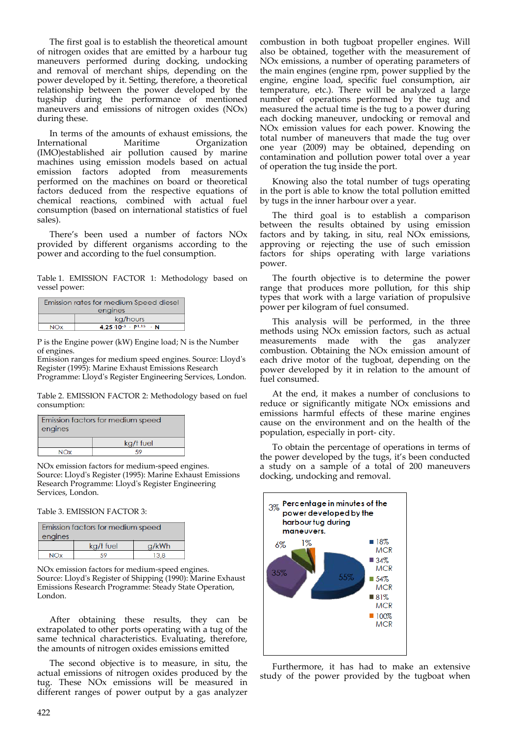The first goal is to establish the theoretical amount of nitrogen oxides that are emitted by a harbour tug maneuvers performed during docking, undocking and removal of merchant ships, depending on the power developed by it. Setting, therefore, a theoretical relationship between the power developed by the tugship during the performance of mentioned maneuvers and emissions of nitrogen oxides (NOx) during these.

In terms of the amounts of exhaust emissions, the International Maritime Organization (IMO)established air pollution caused by marine machines using emission models based on actual emission factors adopted from measurements performed on the machines on board or theoretical factors deduced from the respective equations of chemical reactions, combined with actual fuel consumption (based on international statistics of fuel sales).

There's been used a number of factors NOx provided by different organisms according to the power and according to the fuel consumption.

Table 1. EMISSION FACTOR 1: Methodology based on vessel power:

| Emission rates for medium Speed diesel engines | |
|---|---|
| | kg/hours |
| NOx | $4{,}25 \cdot 10^{-3} \cdot P^{1{,}15} \cdot N$ |

P is the Engine power (kW) Engine load; N is the Number of engines.
Emission ranges for medium speed engines. Source: Lloyd's Register (1995): Marine Exhaust Emissions Research Programme: Lloyd's Register Engineering Services, London.

Table 2. EMISSION FACTOR 2: Methodology based on fuel consumption:

| Emission factors for medium speed engines | |
|---|---|
| | kg/t fuel |
| NOx | 59 |

NOx emission factors for medium-speed engines.
Source: Lloyd's Register (1995): Marine Exhaust Emissions Research Programme: Lloyd's Register Engineering Services, London.

Table 3. EMISSION FACTOR 3:

| Emission factors for medium speed engines | | |
|---|---|---|
| | kg/t fuel | g/kWh |
| NOx | 59 | 13,8 |

NOx emission factors for medium-speed engines.
Source: Lloyd's Register of Shipping (1990): Marine Exhaust Emissions Research Programme: Steady State Operation, London.

After obtaining these results, they can be extrapolated to other ports operating with a tug of the same technical characteristics. Evaluating, therefore, the amounts of nitrogen oxides emissions emitted

The second objective is to measure, in situ, the actual emissions of nitrogen oxides produced by the tug. These NOx emissions will be measured in different ranges of power output by a gas analyzer combustion in both tugboat propeller engines. Will also be obtained, together with the measurement of NOx emissions, a number of operating parameters of the main engines (engine rpm, power supplied by the engine, engine load, specific fuel consumption, air temperature, etc.). There will be analyzed a large number of operations performed by the tug and measured the actual time is the tug to a power during each docking maneuver, undocking or removal and NOx emission values for each power. Knowing the total number of maneuvers that made the tug over one year (2009) may be obtained, depending on contamination and pollution power total over a year of operation the tug inside the port.

Knowing also the total number of tugs operating in the port is able to know the total pollution emitted by tugs in the inner harbour over a year.

The third goal is to establish a comparison between the results obtained by using emission factors and by taking, in situ, real NOx emissions, approving or rejecting the use of such emission factors for ships operating with large variations power.

The fourth objective is to determine the power range that produces more pollution, for this ship types that work with a large variation of propulsive power per kilogram of fuel consumed.

This analysis will be performed, in the three methods using NOx emission factors, such as actual measurements made with the gas analyzer combustion. Obtaining the NOx emission amount of each drive motor of the tugboat, depending on the power developed by it in relation to the amount of fuel consumed.

At the end, it makes a number of conclusions to reduce or significantly mitigate NOx emissions and emissions harmful effects of these marine engines cause on the environment and on the health of the population, especially in port- city.

To obtain the percentage of operations in terms of the power developed by the tugs, it's been conducted a study on a sample of a total of 200 maneuvers docking, undocking and removal.

**Percentage in minutes of the power developed by the harbour tug during maneuvers.**

| Power | Percentage |
|---|---|
| 18% MCR | 55% |
| 34% MCR | 35% |
| 54% MCR | 6% |
| 81% MCR | 3% |
| 100% MCR | 1% |

Furthermore, it has had to make an extensive study of the power provided by the tugboat when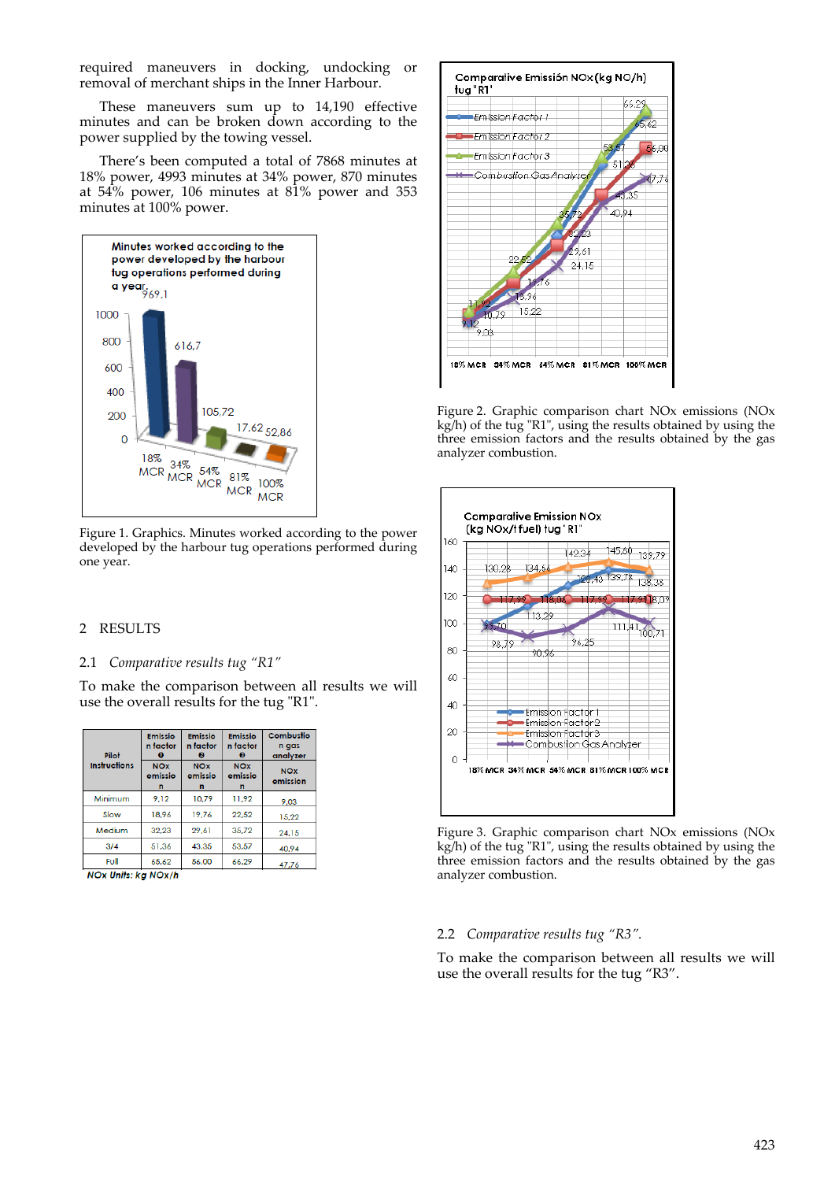required maneuvers in docking, undocking or removal of merchant ships in the Inner Harbour.

These maneuvers sum up to 14,190 effective minutes and can be broken down according to the power supplied by the towing vessel.

There's been computed a total of 7868 minutes at 18% power, 4993 minutes at 34% power, 870 minutes at 54% power, 106 minutes at 81% power and 353 minutes at 100% power.

Figure 1. Graphics. Minutes worked according to the power developed by the harbour tug operations performed during one year.

## 2 RESULTS

### 2.1 *Comparative results tug "R1"*

To make the comparison between all results we will use the overall results for the tug "R1".

| Pilot Instructions | Emission factor ❶ NOx emission | Emission factor ❷ NOx emission | Emission factor ❸ NOx emission | Combustion gas analyzer NOx emission |
|---|---|---|---|---|
| Minimum | 9,12 | 10,79 | 11,92 | 9,03 |
| Slow | 18,96 | 19,76 | 22,52 | 15,22 |
| Medium | 32,23 | 29,61 | 35,72 | 24,15 |
| 3/4 | 51,36 | 43,35 | 53,57 | 40,94 |
| Full | 65,62 | 56,00 | 66,29 | 47,76 |

*NOx Units: kg NOx/h*

Figure 2. Graphic comparison chart NOx emissions (NOx kg/h) of the tug "R1", using the results obtained by using the three emission factors and the results obtained by the gas analyzer combustion.

Figure 3. Graphic comparison chart NOx emissions (NOx kg/h) of the tug "R1", using the results obtained by using the three emission factors and the results obtained by the gas analyzer combustion.

### 2.2 *Comparative results tug "R3".*

To make the comparison between all results we will use the overall results for the tug "R3".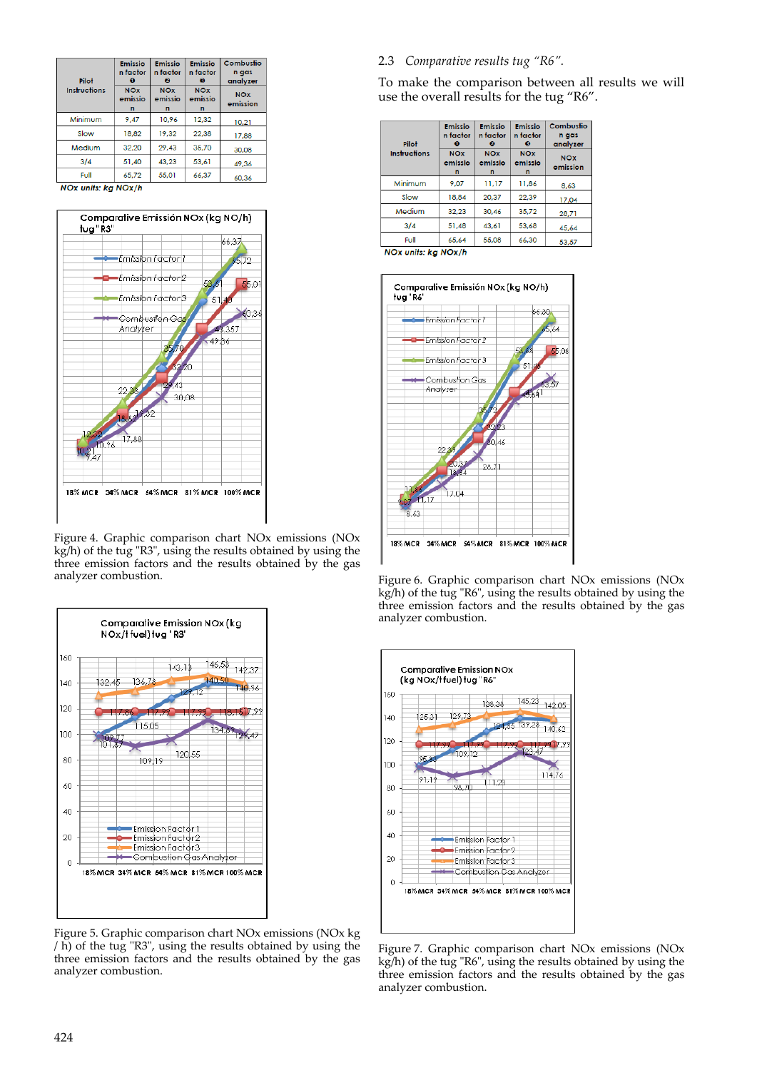| Pilot Instructions | Emission factor ❶ NOx emission | Emission factor ❷ NOx emission | Emission factor ❸ NOx emission | Combustion gas analyzer NOx emission |
|---|---|---|---|---|
| Minimum | 9,47 | 10,96 | 12,32 | 10,21 |
| Slow | 18,82 | 19,32 | 22,38 | 17,88 |
| Medium | 32,20 | 29,43 | 35,70 | 30,08 |
| 3/4 | 51,40 | 43,23 | 53,61 | 49,36 |
| Full | 65,72 | 55,01 | 66,37 | 60,36 |

NOx units: kg NOx/h

Figure 4. Graphic comparison chart NOx emissions (NOx kg/h) of the tug "R3", using the results obtained by using the three emission factors and the results obtained by the gas analyzer combustion.

Figure 5. Graphic comparison chart NOx emissions (NOx kg / h) of the tug "R3", using the results obtained by using the three emission factors and the results obtained by the gas analyzer combustion.

## 2.3 *Comparative results tug "R6".*

To make the comparison between all results we will use the overall results for the tug "R6".

| Pilot Instructions | Emission factor ❶ NOx emission | Emission factor ❷ NOx emission | Emission factor ❸ NOx emission | Combustion gas analyzer NOx emission |
|---|---|---|---|---|
| Minimum | 9,07 | 11,17 | 11,86 | 8,63 |
| Slow | 18,84 | 20,37 | 22,39 | 17,04 |
| Medium | 32,23 | 30,46 | 35,72 | 28,71 |
| 3/4 | 51,46 | 43,61 | 53,68 | 45,64 |
| Full | 65,64 | 55,08 | 66,30 | 53,57 |

NOx units: kg NOx/h

Figure 6. Graphic comparison chart NOx emissions (NOx kg/h) of the tug "R6", using the results obtained by using the three emission factors and the results obtained by the gas analyzer combustion.

Figure 7. Graphic comparison chart NOx emissions (NOx kg/h) of the tug "R6", using the results obtained by using the three emission factors and the results obtained by the gas analyzer combustion.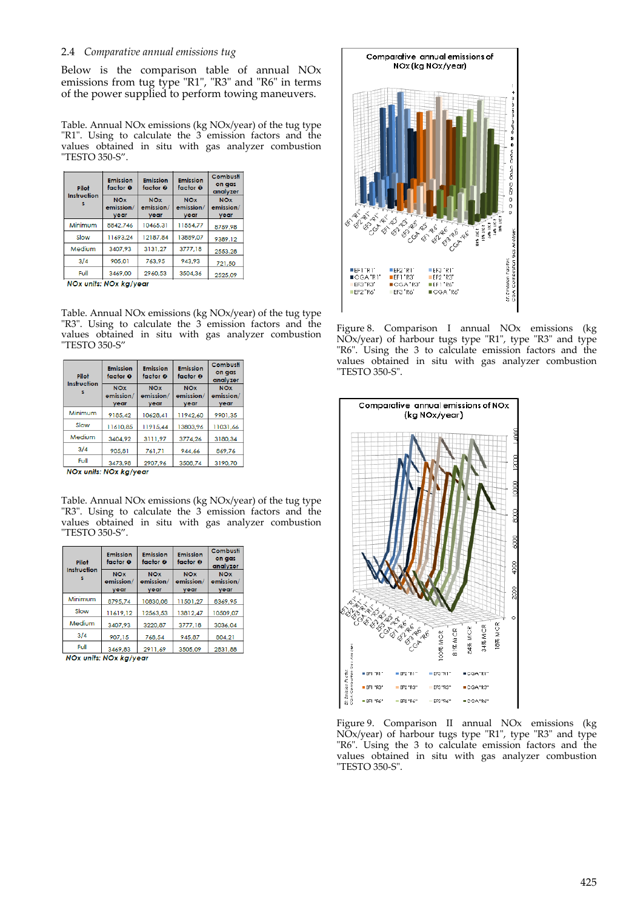## 2.4 *Comparative annual emissions tug*

Below is the comparison table of annual NOx emissions from tug type "R1", "R3" and "R6" in terms of the power supplied to perform towing maneuvers.

Table. Annual NOx emissions (kg NOx/year) of the tug type "R1". Using to calculate the 3 emission factors and the values obtained in situ with gas analyzer combustion "TESTO 350-S".

| Pilot Instructions | Emission factor ❶ | Emission factor ❷ | Emission factor ❸ | Combustion gas analyzer |
|---|---|---|---|---|
| | NOx emission/ year | NOx emission/ year | NOx emission/ year | NOx emission/ year |
| Minimum | 8842,746 | 10465,31 | 11654,77 | 8759,98 |
| Slow | 11693,24 | 12187,84 | 13889,07 | 9389,12 |
| Medium | 3407,93 | 3131,27 | 3777,18 | 2553,28 |
| 3/4 | 905,01 | 763,95 | 943,93 | 721,50 |
| Full | 3469,00 | 2960,53 | 3504,36 | 2525,09 |

NOx units: NOx kg/year

Table. Annual NOx emissions (kg NOx/year) of the tug type "R3". Using to calculate the 3 emission factors and the values obtained in situ with gas analyzer combustion "TESTO 350-S"

| Pilot Instructions | Emission factor ❶ | Emission factor ❷ | Emission factor ❸ | Combustion gas analyzer |
|---|---|---|---|---|
| | NOx emission/ year | NOx emission/ year | NOx emission/ year | NOx emission/ year |
| Minimum | 9185,42 | 10628,41 | 11942,60 | 9901,35 |
| Slow | 11610,85 | 11915,44 | 13803,96 | 11031,66 |
| Medium | 3404,92 | 3111,97 | 3774,26 | 3180,34 |
| 3/4 | 905,81 | 761,71 | 944,66 | 869,76 |
| Full | 3473,98 | 2907,96 | 3508,74 | 3190,70 |

NOx units: NOx kg/year

Table. Annual NOx emissions (kg NOx/year) of the tug type "R3". Using to calculate the 3 emission factors and the values obtained in situ with gas analyzer combustion "TESTO 350-S".

| Pilot Instructions | Emission factor ❶ | Emission factor ❷ | Emission factor ❸ | Combustion gas analyzer |
|---|---|---|---|---|
| | NOx emission/ year | NOx emission/ year | NOx emission/ year | NOx emission/ year |
| Minimum | 8795,74 | 10830,08 | 11501,27 | 8369,95 |
| Slow | 11619,12 | 12563,53 | 13812,47 | 10509,07 |
| Medium | 3407,93 | 3220,87 | 3777,18 | 3036,04 |
| 3/4 | 907,15 | 768,54 | 945,87 | 804,21 |
| Full | 3469,83 | 2911,69 | 3505,09 | 2831,88 |

NOx units: NOx kg/year

Figure 8. Comparison I annual NOx emissions (kg NOx/year) of harbour tugs type "R1", type "R3" and type "R6". Using the 3 to calculate emission factors and the values obtained in situ with gas analyzer combustion "TESTO 350-S".

Figure 9. Comparison II annual NOx emissions (kg NOx/year) of harbour tugs type "R1", type "R3" and type "R6". Using the 3 to calculate emission factors and the values obtained in situ with gas analyzer combustion "TESTO 350-S".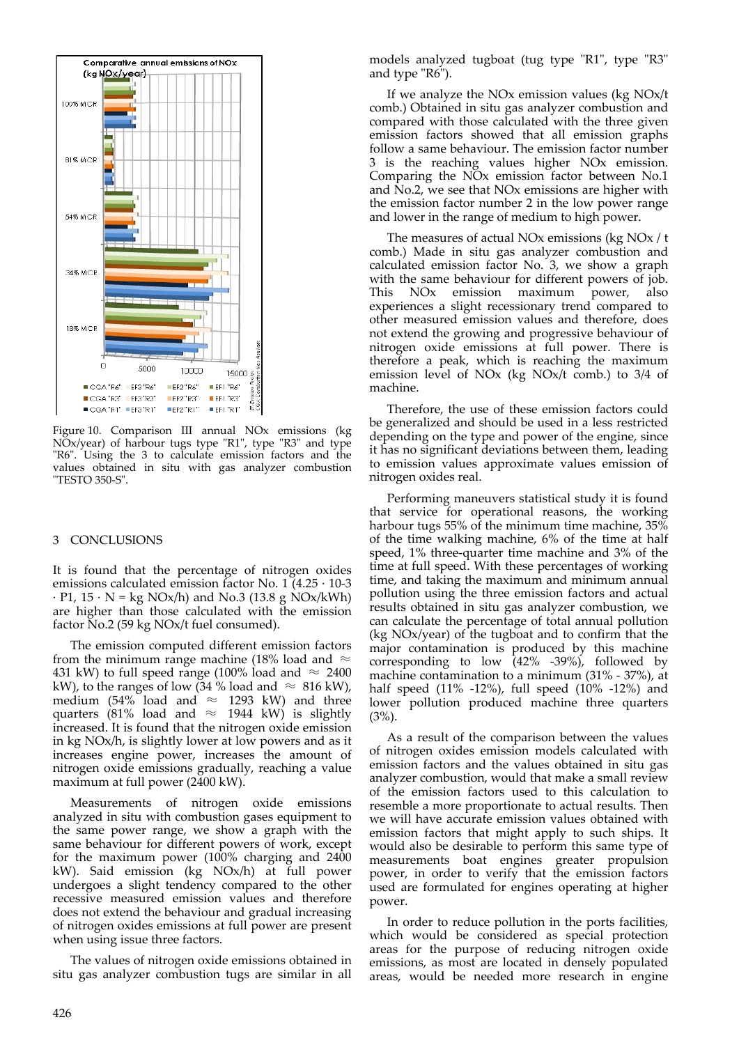Figure 10. Comparison III annual NOx emissions (kg NOx/year) of harbour tugs type "R1", type "R3" and type "R6". Using the 3 to calculate emission factors and the values obtained in situ with gas analyzer combustion "TESTO 350-S".

## 3 CONCLUSIONS

It is found that the percentage of nitrogen oxides emissions calculated emission factor No. 1 ($4.25 \cdot 10^{-3} \cdot P1, 15 \cdot N$ = kg NOx/h) and No.3 (13.8 g NOx/kWh) are higher than those calculated with the emission factor No.2 (59 kg NOx/t fuel consumed).

The emission computed different emission factors from the minimum range machine (18% load and ≈ 431 kW) to full speed range (100% load and ≈ 2400 kW), to the ranges of low (34 % load and ≈ 816 kW), medium (54% load and ≈ 1293 kW) and three quarters (81% load and ≈ 1944 kW) is slightly increased. It is found that the nitrogen oxide emission in kg NOx/h, is slightly lower at low powers and as it increases engine power, increases the amount of nitrogen oxide emissions gradually, reaching a value maximum at full power (2400 kW).

Measurements of nitrogen oxide emissions analyzed in situ with combustion gases equipment to the same power range, we show a graph with the same behaviour for different powers of work, except for the maximum power (100% charging and 2400 kW). Said emission (kg NOx/h) at full power undergoes a slight tendency compared to the other recessive measured emission values and therefore does not extend the behaviour and gradual increasing of nitrogen oxides emissions at full power are present when using issue three factors.

The values of nitrogen oxide emissions obtained in situ gas analyzer combustion tugs are similar in all models analyzed tugboat (tug type "R1", type "R3" and type "R6").

If we analyze the NOx emission values (kg NOx/t comb.) Obtained in situ gas analyzer combustion and compared with those calculated with the three given emission factors showed that all emission graphs follow a same behaviour. The emission factor number 3 is the reaching values higher NOx emission. Comparing the NOx emission factor between No.1 and No.2, we see that NOx emissions are higher with the emission factor number 2 in the low power range and lower in the range of medium to high power.

The measures of actual NOx emissions (kg NOx / t comb.) Made in situ gas analyzer combustion and calculated emission factor No. 3, we show a graph with the same behaviour for different powers of job. This NOx emission maximum power, also experiences a slight recessionary trend compared to other measured emission values and therefore, does not extend the growing and progressive behaviour of nitrogen oxide emissions at full power. There is therefore a peak, which is reaching the maximum emission level of NOx (kg NOx/t comb.) to 3/4 of machine.

Therefore, the use of these emission factors could be generalized and should be used in a less restricted depending on the type and power of the engine, since it has no significant deviations between them, leading to emission values approximate values emission of nitrogen oxides real.

Performing maneuvers statistical study it is found that service for operational reasons, the working harbour tugs 55% of the minimum time machine, 35% of the time walking machine, 6% of the time at half speed, 1% three-quarter time machine and 3% of the time at full speed. With these percentages of working time, and taking the maximum and minimum annual pollution using the three emission factors and actual results obtained in situ gas analyzer combustion, we can calculate the percentage of total annual pollution (kg NOx/year) of the tugboat and to confirm that the major contamination is produced by this machine corresponding to low (42% -39%), followed by machine contamination to a minimum (31% - 37%), at half speed (11% -12%), full speed (10% -12%) and lower pollution produced machine three quarters (3%).

As a result of the comparison between the values of nitrogen oxides emission models calculated with emission factors and the values obtained in situ gas analyzer combustion, would that make a small review of the emission factors used to this calculation to resemble a more proportionate to actual results. Then we will have accurate emission values obtained with emission factors that might apply to such ships. It would also be desirable to perform this same type of measurements boat engines greater propulsion power, in order to verify that the emission factors used are formulated for engines operating at higher power.

In order to reduce pollution in the ports facilities, which would be considered as special protection areas for the purpose of reducing nitrogen oxide emissions, as most are located in densely populated areas, would be needed more research in engine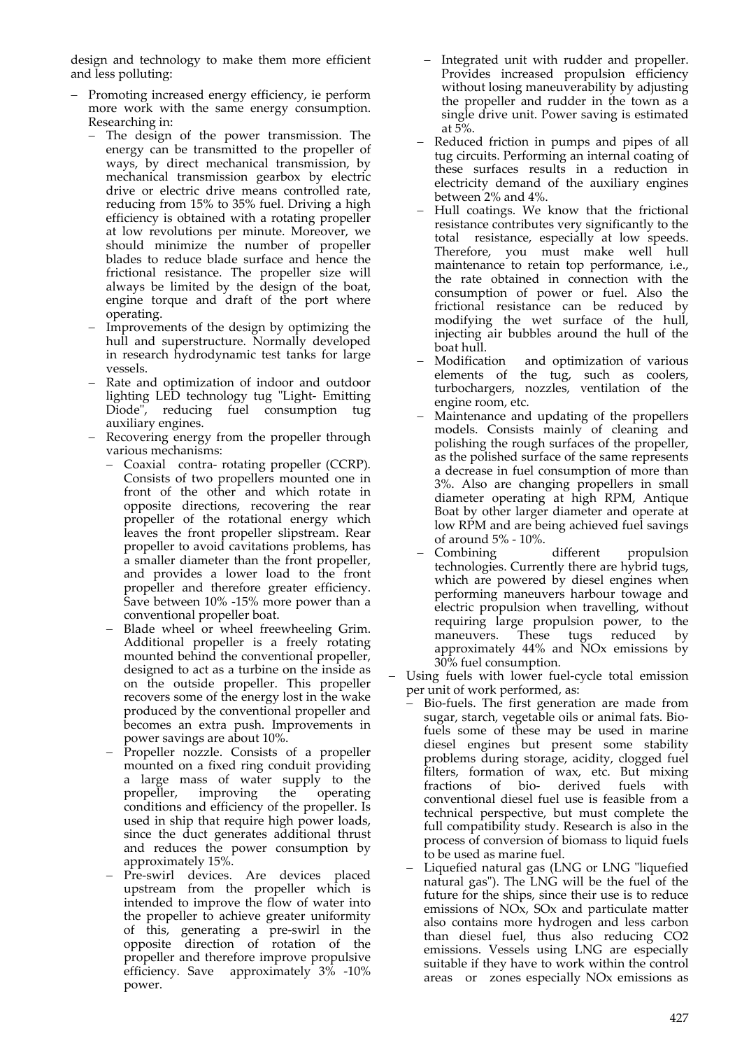design and technology to make them more efficient and less polluting:

- Promoting increased energy efficiency, ie perform more work with the same energy consumption. Researching in:
  - The design of the power transmission. The energy can be transmitted to the propeller of ways, by direct mechanical transmission, by mechanical transmission gearbox by electric drive or electric drive means controlled rate, reducing from 15% to 35% fuel. Driving a high efficiency is obtained with a rotating propeller at low revolutions per minute. Moreover, we should minimize the number of propeller blades to reduce blade surface and hence the frictional resistance. The propeller size will always be limited by the design of the boat, engine torque and draft of the port where operating.
  - Improvements of the design by optimizing the hull and superstructure. Normally developed in research hydrodynamic test tanks for large vessels.
  - Rate and optimization of indoor and outdoor lighting LED technology tug "Light- Emitting Diode", reducing fuel consumption tug auxiliary engines.
  - Recovering energy from the propeller through various mechanisms:
    - Coaxial contra- rotating propeller (CCRP). Consists of two propellers mounted one in front of the other and which rotate in opposite directions, recovering the rear propeller of the rotational energy which leaves the front propeller slipstream. Rear propeller to avoid cavitations problems, has a smaller diameter than the front propeller, and provides a lower load to the front propeller and therefore greater efficiency. Save between 10% -15% more power than a conventional propeller boat.
    - Blade wheel or wheel freewheeling Grim. Additional propeller is a freely rotating mounted behind the conventional propeller, designed to act as a turbine on the inside as on the outside propeller. This propeller recovers some of the energy lost in the wake produced by the conventional propeller and becomes an extra push. Improvements in power savings are about 10%.
    - Propeller nozzle. Consists of a propeller mounted on a fixed ring conduit providing a large mass of water supply to the propeller, improving the operating conditions and efficiency of the propeller. Is used in ship that require high power loads, since the duct generates additional thrust and reduces the power consumption by approximately 15%.
    - Pre-swirl devices. Are devices placed upstream from the propeller which is intended to improve the flow of water into the propeller to achieve greater uniformity of this, generating a pre-swirl in the opposite direction of rotation of the propeller and therefore improve propulsive efficiency. Save approximately 3% -10% power.
    - Integrated unit with rudder and propeller. Provides increased propulsion efficiency without losing maneuverability by adjusting the propeller and rudder in the town as a single drive unit. Power saving is estimated at 5%.
  - Reduced friction in pumps and pipes of all tug circuits. Performing an internal coating of these surfaces results in a reduction in electricity demand of the auxiliary engines between 2% and 4%.
  - Hull coatings. We know that the frictional resistance contributes very significantly to the total resistance, especially at low speeds. Therefore, you must make well hull maintenance to retain top performance, i.e., the rate obtained in connection with the consumption of power or fuel. Also the frictional resistance can be reduced by modifying the wet surface of the hull, injecting air bubbles around the hull of the boat hull.
  - Modification and optimization of various elements of the tug, such as coolers, turbochargers, nozzles, ventilation of the engine room, etc.
  - Maintenance and updating of the propellers models. Consists mainly of cleaning and polishing the rough surfaces of the propeller, as the polished surface of the same represents a decrease in fuel consumption of more than 3%. Also are changing propellers in small diameter operating at high RPM, Antique Boat by other larger diameter and operate at low RPM and are being achieved fuel savings of around 5% - 10%.
  - Combining different propulsion technologies. Currently there are hybrid tugs, which are powered by diesel engines when performing maneuvers harbour towage and electric propulsion when travelling, without requiring large propulsion power, to the maneuvers. These tugs reduced by approximately 44% and NOx emissions by 30% fuel consumption.
- Using fuels with lower fuel-cycle total emission per unit of work performed, as:
  - Bio-fuels. The first generation are made from sugar, starch, vegetable oils or animal fats. Bio-fuels some of these may be used in marine diesel engines but present some stability problems during storage, acidity, clogged fuel filters, formation of wax, etc. But mixing fractions of bio- derived fuels with conventional diesel fuel use is feasible from a technical perspective, but must complete the full compatibility study. Research is also in the process of conversion of biomass to liquid fuels to be used as marine fuel.
  - Liquefied natural gas (LNG or LNG "liquefied natural gas"). The LNG will be the fuel of the future for the ships, since their use is to reduce emissions of NOx, SOx and particulate matter also contains more hydrogen and less carbon than diesel fuel, thus also reducing $CO_2$ emissions. Vessels using LNG are especially suitable if they have to work within the control areas or zones especially NOx emissions as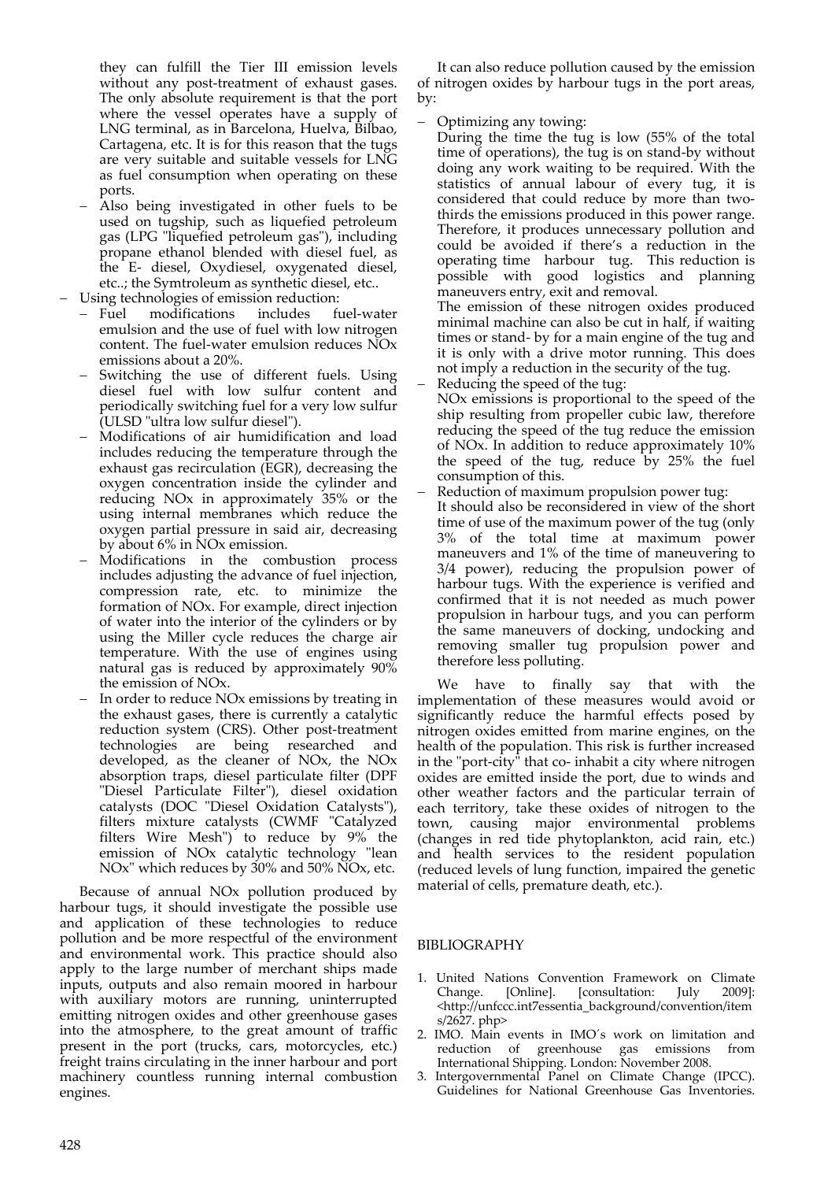they can fulfill the Tier III emission levels without any post-treatment of exhaust gases. The only absolute requirement is that the port where the vessel operates have a supply of LNG terminal, as in Barcelona, Huelva, Bilbao, Cartagena, etc. It is for this reason that the tugs are very suitable and suitable vessels for LNG as fuel consumption when operating on these ports.

- Also being investigated in other fuels to be used on tugship, such as liquefied petroleum gas (LPG "liquefied petroleum gas"), including propane ethanol blended with diesel fuel, as the E- diesel, Oxydiesel, oxygenated diesel, etc..; the Symtroleum as synthetic diesel, etc..

- Using technologies of emission reduction:
  - Fuel modifications includes fuel-water emulsion and the use of fuel with low nitrogen content. The fuel-water emulsion reduces NOx emissions about a 20%.
  - Switching the use of different fuels. Using diesel fuel with low sulfur content and periodically switching fuel for a very low sulfur (ULSD "ultra low sulfur diesel").
  - Modifications of air humidification and load includes reducing the temperature through the exhaust gas recirculation (EGR), decreasing the oxygen concentration inside the cylinder and reducing NOx in approximately 35% or the using internal membranes which reduce the oxygen partial pressure in said air, decreasing by about 6% in NOx emission.
  - Modifications in the combustion process includes adjusting the advance of fuel injection, compression rate, etc. to minimize the formation of NOx. For example, direct injection of water into the interior of the cylinders or by using the Miller cycle reduces the charge air temperature. With the use of engines using natural gas is reduced by approximately 90% the emission of NOx.
  - In order to reduce NOx emissions by treating in the exhaust gases, there is currently a catalytic reduction system (CRS). Other post-treatment technologies are being researched and developed, as the cleaner of NOx, the NOx absorption traps, diesel particulate filter (DPF "Diesel Particulate Filter"), diesel oxidation catalysts (DOC "Diesel Oxidation Catalysts"), filters mixture catalysts (CWMF "Catalyzed filters Wire Mesh") to reduce by 9% the emission of NOx catalytic technology "lean NOx" which reduces by 30% and 50% NOx, etc.

Because of annual NOx pollution produced by harbour tugs, it should investigate the possible use and application of these technologies to reduce pollution and be more respectful of the environment and environmental work. This practice should also apply to the large number of merchant ships made inputs, outputs and also remain moored in harbour with auxiliary motors are running, uninterrupted emitting nitrogen oxides and other greenhouse gases into the atmosphere, to the great amount of traffic present in the port (trucks, cars, motorcycles, etc.) freight trains circulating in the inner harbour and port machinery countless running internal combustion engines.

It can also reduce pollution caused by the emission of nitrogen oxides by harbour tugs in the port areas, by:

- Optimizing any towing:
  During the time the tug is low (55% of the total time of operations), the tug is on stand-by without doing any work waiting to be required. With the statistics of annual labour of every tug, it is considered that could reduce by more than two-thirds the emissions produced in this power range. Therefore, it produces unnecessary pollution and could be avoided if there's a reduction in the operating time harbour tug. This reduction is possible with good logistics and planning maneuvers entry, exit and removal.
  The emission of these nitrogen oxides produced minimal machine can also be cut in half, if waiting times or stand- by for a main engine of the tug and it is only with a drive motor running. This does not imply a reduction in the security of the tug.
- Reducing the speed of the tug:
  NOx emissions is proportional to the speed of the ship resulting from propeller cubic law, therefore reducing the speed of the tug reduce the emission of NOx. In addition to reduce approximately 10% the speed of the tug, reduce by 25% the fuel consumption of this.
- Reduction of maximum propulsion power tug:
  It should also be reconsidered in view of the short time of use of the maximum power of the tug (only 3% of the total time at maximum power maneuvers and 1% of the time of maneuvering to 3/4 power), reducing the propulsion power of harbour tugs. With the experience is verified and confirmed that it is not needed as much power propulsion in harbour tugs, and you can perform the same maneuvers of docking, undocking and removing smaller tug propulsion power and therefore less polluting.

We have to finally say that with the implementation of these measures would avoid or significantly reduce the harmful effects posed by nitrogen oxides emitted from marine engines, on the health of the population. This risk is further increased in the "port-city" that co- inhabit a city where nitrogen oxides are emitted inside the port, due to winds and other weather factors and the particular terrain of each territory, take these oxides of nitrogen to the town, causing major environmental problems (changes in red tide phytoplankton, acid rain, etc.) and health services to the resident population (reduced levels of lung function, impaired the genetic material of cells, premature death, etc.).

## BIBLIOGRAPHY

1. United Nations Convention Framework on Climate Change. [Online]. [consultation: July 2009]: <http://unfccc.int7essentia_background/convention/items/2627. php>
2. IMO. Main events in IMO´s work on limitation and reduction of greenhouse gas emissions from International Shipping. London: November 2008.
3. Intergovernmental Panel on Climate Change (IPCC). Guidelines for National Greenhouse Gas Inventories.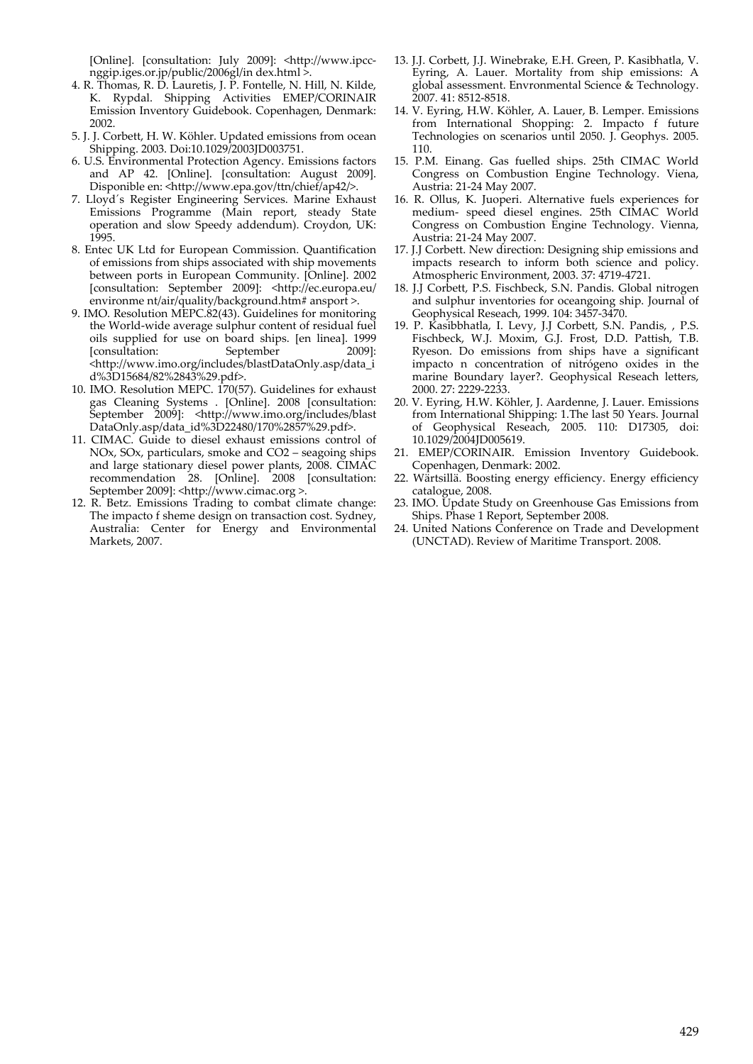[Online]. [consultation: July 2009]: <http://www.ipcc-nggip.iges.or.jp/public/2006gl/in dex.html >.

4. R. Thomas, R. D. Lauretis, J. P. Fontelle, N. Hill, N. Kilde, K. Rypdal. Shipping Activities EMEP/CORINAIR Emission Inventory Guidebook. Copenhagen, Denmark: 2002.
5. J. J. Corbett, H. W. Köhler. Updated emissions from ocean Shipping. 2003. Doi:10.1029/2003JD003751.
6. U.S. Environmental Protection Agency. Emissions factors and AP 42. [Online]. [consultation: August 2009]. Disponible en: <http://www.epa.gov/ttn/chief/ap42/>.
7. Lloyd´s Register Engineering Services. Marine Exhaust Emissions Programme (Main report, steady State operation and slow Speedy addendum). Croydon, UK: 1995.
8. Entec UK Ltd for European Commission. Quantification of emissions from ships associated with ship movements between ports in European Community. [Online]. 2002 [consultation: September 2009]: <http://ec.europa.eu/ environme nt/air/quality/background.htm# ansport >.
9. IMO. Resolution MEPC.82(43). Guidelines for monitoring the World-wide average sulphur content of residual fuel oils supplied for use on board ships. [en linea]. 1999 [consultation: September 2009]: <http://www.imo.org/includes/blastDataOnly.asp/data_id%3D15684/82%2843%29.pdf>.
10. IMO. Resolution MEPC. 170(57). Guidelines for exhaust gas Cleaning Systems . [Online]. 2008 [consultation: September 2009]: <http://www.imo.org/includes/blast DataOnly.asp/data_id%3D22480/170%2857%29.pdf>.
11. CIMAC. Guide to diesel exhaust emissions control of NOx, SOx, particulars, smoke and CO2 – seagoing ships and large stationary diesel power plants, 2008. CIMAC recommendation 28. [Online]. 2008 [consultation: September 2009]: <http://www.cimac.org >.
12. R. Betz. Emissions Trading to combat climate change: The impacto f sheme design on transaction cost. Sydney, Australia: Center for Energy and Environmental Markets, 2007.
13. J.J. Corbett, J.J. Winebrake, E.H. Green, P. Kasibhatla, V. Eyring, A. Lauer. Mortality from ship emissions: A global assessment. Envronmental Science & Technology. 2007. 41: 8512-8518.
14. V. Eyring, H.W. Köhler, A. Lauer, B. Lemper. Emissions from International Shopping: 2. Impacto f future Technologies on scenarios until 2050. J. Geophys. 2005. 110.
15. P.M. Einang. Gas fuelled ships. 25th CIMAC World Congress on Combustion Engine Technology. Viena, Austria: 21-24 May 2007.
16. R. Ollus, K. Juoperi. Alternative fuels experiences for medium- speed diesel engines. 25th CIMAC World Congress on Combustion Engine Technology. Vienna, Austria: 21-24 May 2007.
17. J.J Corbett. New direction: Designing ship emissions and impacts research to inform both science and policy. Atmospheric Environment, 2003. 37: 4719-4721.
18. J.J Corbett, P.S. Fischbeck, S.N. Pandis. Global nitrogen and sulphur inventories for oceangoing ship. Journal of Geophysical Reseach, 1999. 104: 3457-3470.
19. P. Kasibbhatla, I. Levy, J.J Corbett, S.N. Pandis, , P.S. Fischbeck, W.J. Moxim, G.J. Frost, D.D. Pattish, T.B. Ryeson. Do emissions from ships have a significant impacto n concentration of nitrógeno oxides in the marine Boundary layer?. Geophysical Reseach letters, 2000. 27: 2229-2233.
20. V. Eyring, H.W. Köhler, J. Aardenne, J. Lauer. Emissions from International Shipping: 1.The last 50 Years. Journal of Geophysical Reseach, 2005. 110: D17305, doi: 10.1029/2004JD005619.
21. EMEP/CORINAIR. Emission Inventory Guidebook. Copenhagen, Denmark: 2002.
22. Wärtsillä. Boosting energy efficiency. Energy efficiency catalogue, 2008.
23. IMO. Update Study on Greenhouse Gas Emissions from Ships. Phase 1 Report, September 2008.
24. United Nations Conference on Trade and Development (UNCTAD). Review of Maritime Transport. 2008.